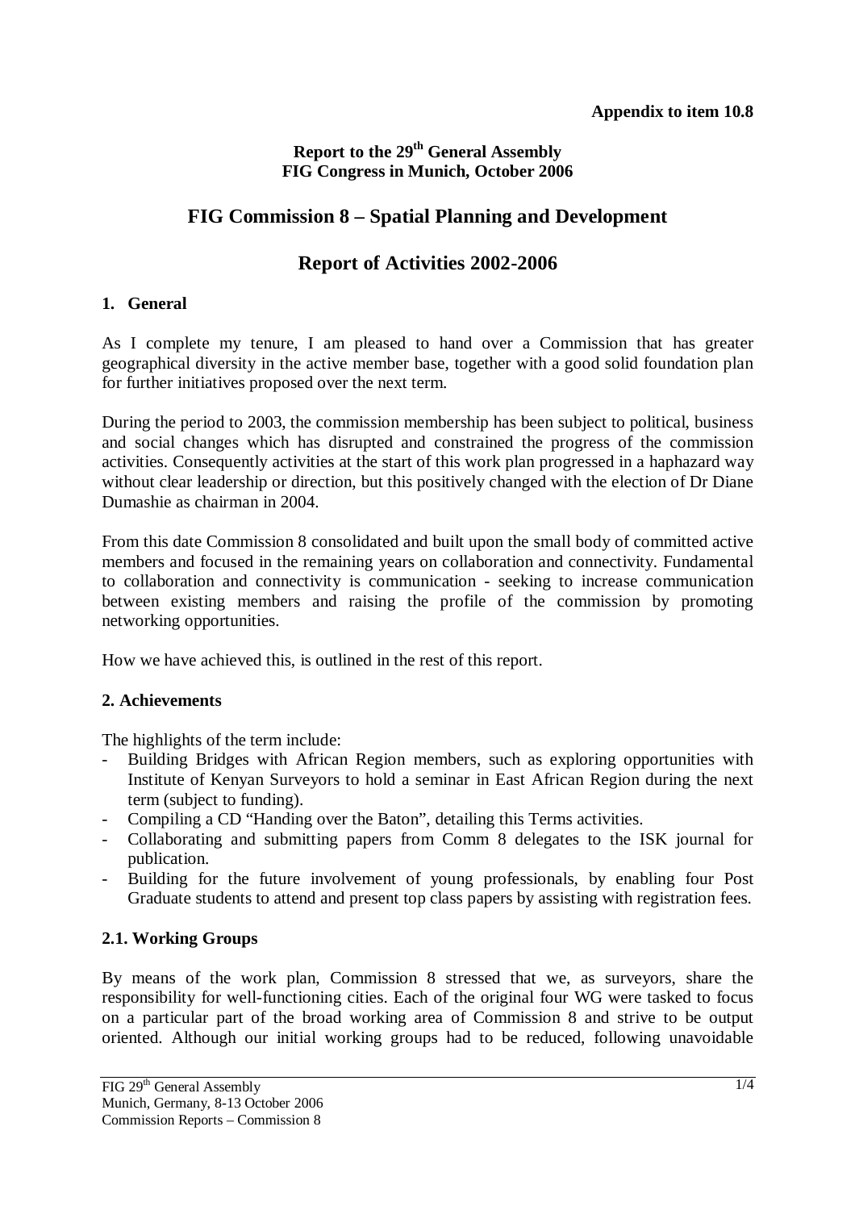**Appendix to item 10.8**

**Report to the 29th General Assembly**
**FIG Congress in Munich, October 2006**

# FIG Commission 8 – Spatial Planning and Development

# Report of Activities 2002-2006

## 1. General

As I complete my tenure, I am pleased to hand over a Commission that has greater geographical diversity in the active member base, together with a good solid foundation plan for further initiatives proposed over the next term.

During the period to 2003, the commission membership has been subject to political, business and social changes which has disrupted and constrained the progress of the commission activities. Consequently activities at the start of this work plan progressed in a haphazard way without clear leadership or direction, but this positively changed with the election of Dr Diane Dumashie as chairman in 2004.

From this date Commission 8 consolidated and built upon the small body of committed active members and focused in the remaining years on collaboration and connectivity. Fundamental to collaboration and connectivity is communication - seeking to increase communication between existing members and raising the profile of the commission by promoting networking opportunities.

How we have achieved this, is outlined in the rest of this report.

## 2. Achievements

The highlights of the term include:

- Building Bridges with African Region members, such as exploring opportunities with Institute of Kenyan Surveyors to hold a seminar in East African Region during the next term (subject to funding).
- Compiling a CD "Handing over the Baton", detailing this Terms activities.
- Collaborating and submitting papers from Comm 8 delegates to the ISK journal for publication.
- Building for the future involvement of young professionals, by enabling four Post Graduate students to attend and present top class papers by assisting with registration fees.

### 2.1. Working Groups

By means of the work plan, Commission 8 stressed that we, as surveyors, share the responsibility for well-functioning cities. Each of the original four WG were tasked to focus on a particular part of the broad working area of Commission 8 and strive to be output oriented. Although our initial working groups had to be reduced, following unavoidable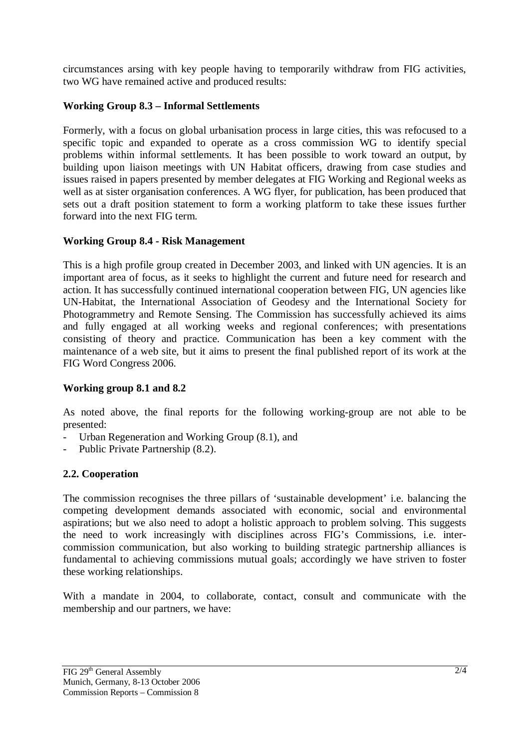circumstances arsing with key people having to temporarily withdraw from FIG activities, two WG have remained active and produced results:

**Working Group 8.3 – Informal Settlements**

Formerly, with a focus on global urbanisation process in large cities, this was refocused to a specific topic and expanded to operate as a cross commission WG to identify special problems within informal settlements. It has been possible to work toward an output, by building upon liaison meetings with UN Habitat officers, drawing from case studies and issues raised in papers presented by member delegates at FIG Working and Regional weeks as well as at sister organisation conferences. A WG flyer, for publication, has been produced that sets out a draft position statement to form a working platform to take these issues further forward into the next FIG term.

**Working Group 8.4 - Risk Management**

This is a high profile group created in December 2003, and linked with UN agencies. It is an important area of focus, as it seeks to highlight the current and future need for research and action. It has successfully continued international cooperation between FIG, UN agencies like UN-Habitat, the International Association of Geodesy and the International Society for Photogrammetry and Remote Sensing. The Commission has successfully achieved its aims and fully engaged at all working weeks and regional conferences; with presentations consisting of theory and practice. Communication has been a key comment with the maintenance of a web site, but it aims to present the final published report of its work at the FIG Word Congress 2006.

**Working group 8.1 and 8.2**

As noted above, the final reports for the following working-group are not able to be presented:

- Urban Regeneration and Working Group (8.1), and
- Public Private Partnership (8.2).

**2.2. Cooperation**

The commission recognises the three pillars of 'sustainable development' i.e. balancing the competing development demands associated with economic, social and environmental aspirations; but we also need to adopt a holistic approach to problem solving. This suggests the need to work increasingly with disciplines across FIG's Commissions, i.e. inter-commission communication, but also working to building strategic partnership alliances is fundamental to achieving commissions mutual goals; accordingly we have striven to foster these working relationships.

With a mandate in 2004, to collaborate, contact, consult and communicate with the membership and our partners, we have: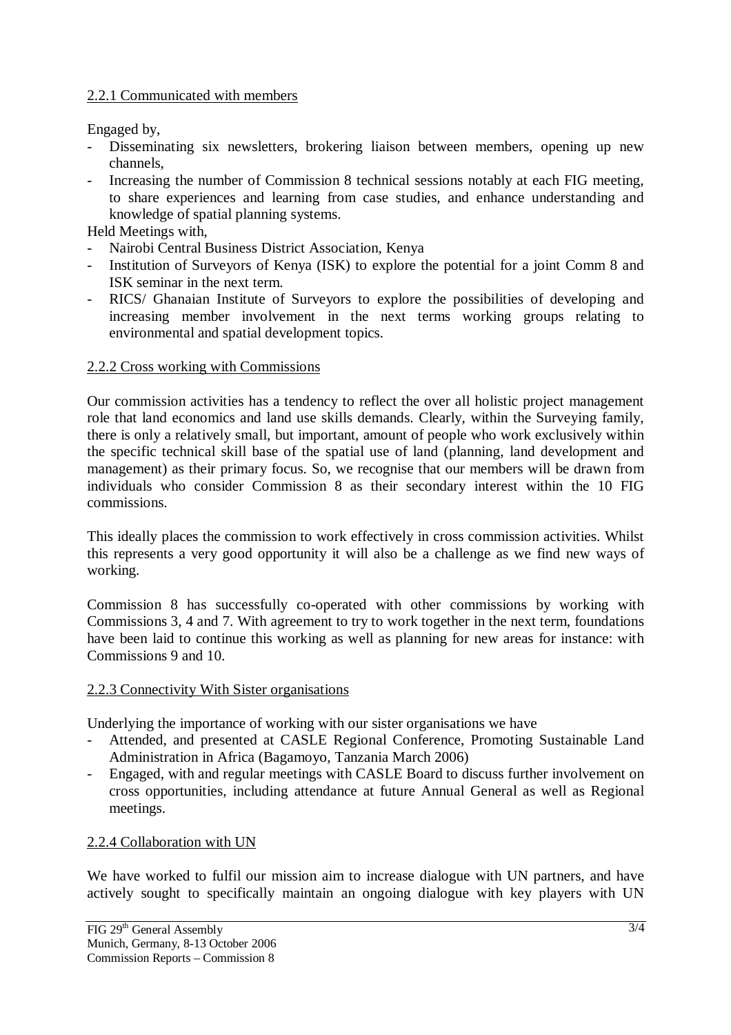#### 2.2.1 Communicated with members

Engaged by,

- Disseminating six newsletters, brokering liaison between members, opening up new channels,
- Increasing the number of Commission 8 technical sessions notably at each FIG meeting, to share experiences and learning from case studies, and enhance understanding and knowledge of spatial planning systems.

Held Meetings with,

- Nairobi Central Business District Association, Kenya
- Institution of Surveyors of Kenya (ISK) to explore the potential for a joint Comm 8 and ISK seminar in the next term.
- RICS/ Ghanaian Institute of Surveyors to explore the possibilities of developing and increasing member involvement in the next terms working groups relating to environmental and spatial development topics.

#### 2.2.2 Cross working with Commissions

Our commission activities has a tendency to reflect the over all holistic project management role that land economics and land use skills demands. Clearly, within the Surveying family, there is only a relatively small, but important, amount of people who work exclusively within the specific technical skill base of the spatial use of land (planning, land development and management) as their primary focus. So, we recognise that our members will be drawn from individuals who consider Commission 8 as their secondary interest within the 10 FIG commissions.

This ideally places the commission to work effectively in cross commission activities. Whilst this represents a very good opportunity it will also be a challenge as we find new ways of working.

Commission 8 has successfully co-operated with other commissions by working with Commissions 3, 4 and 7. With agreement to try to work together in the next term, foundations have been laid to continue this working as well as planning for new areas for instance: with Commissions 9 and 10.

#### 2.2.3 Connectivity With Sister organisations

Underlying the importance of working with our sister organisations we have

- Attended, and presented at CASLE Regional Conference, Promoting Sustainable Land Administration in Africa (Bagamoyo, Tanzania March 2006)
- Engaged, with and regular meetings with CASLE Board to discuss further involvement on cross opportunities, including attendance at future Annual General as well as Regional meetings.

#### 2.2.4 Collaboration with UN

We have worked to fulfil our mission aim to increase dialogue with UN partners, and have actively sought to specifically maintain an ongoing dialogue with key players with UN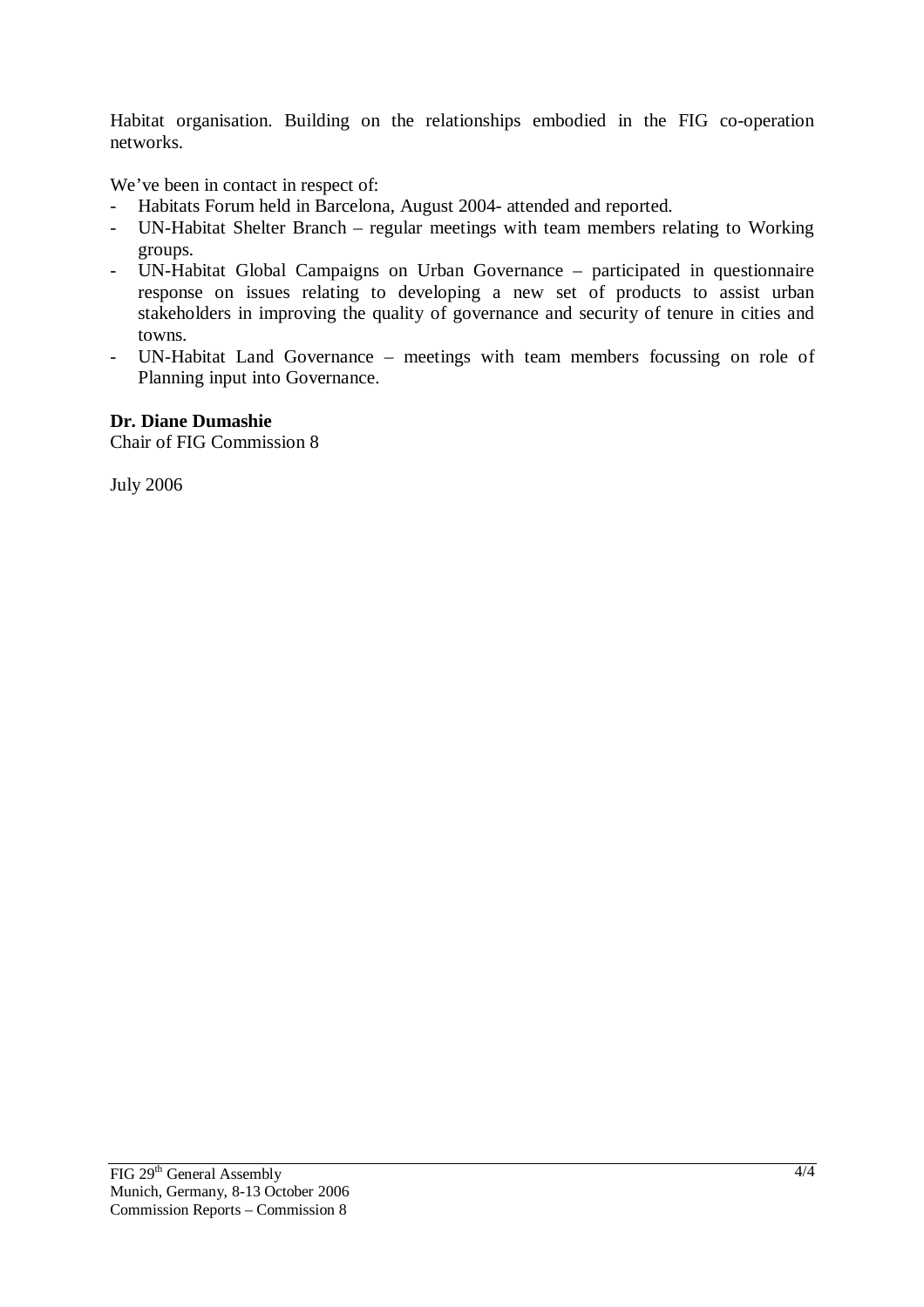Habitat organisation. Building on the relationships embodied in the FIG co-operation networks.

We've been in contact in respect of:

- Habitats Forum held in Barcelona, August 2004- attended and reported.
- UN-Habitat Shelter Branch – regular meetings with team members relating to Working groups.
- UN-Habitat Global Campaigns on Urban Governance – participated in questionnaire response on issues relating to developing a new set of products to assist urban stakeholders in improving the quality of governance and security of tenure in cities and towns.
- UN-Habitat Land Governance – meetings with team members focussing on role of Planning input into Governance.

**Dr. Diane Dumashie**
Chair of FIG Commission 8

July 2006